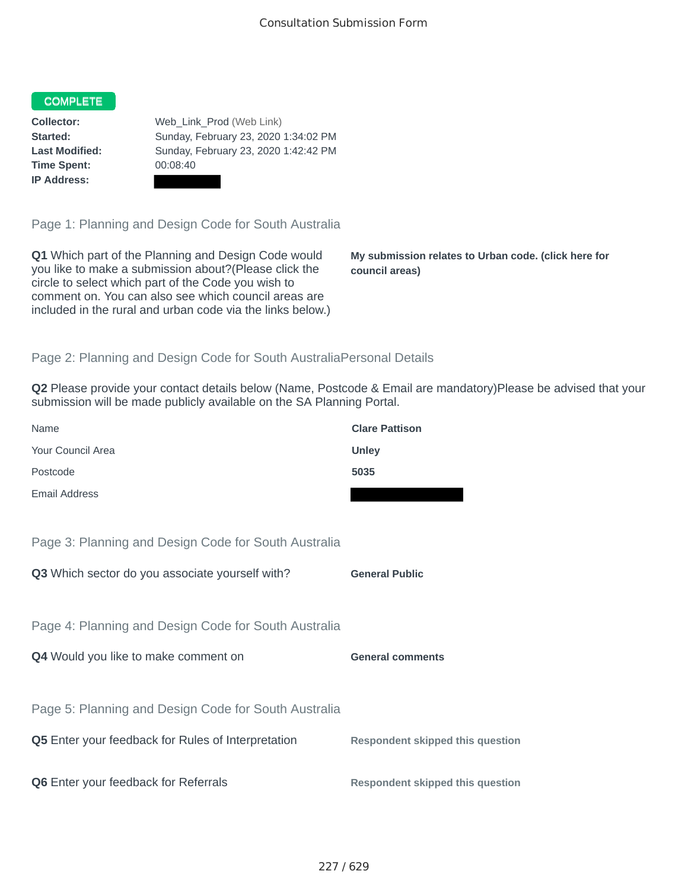Consultation Submission Form

**COMPLETE**

**Collector:** Web_Link_Prod (Web Link)
**Started:** Sunday, February 23, 2020 1:34:02 PM
**Last Modified:** Sunday, February 23, 2020 1:42:42 PM
**Time Spent:** 00:08:40
**IP Address:**

## Page 1: Planning and Design Code for South Australia

**Q1** Which part of the Planning and Design Code would you like to make a submission about?(Please click the circle to select which part of the Code you wish to comment on. You can also see which council areas are included in the rural and urban code via the links below.)

**My submission relates to Urban code. (click here for council areas)**

## Page 2: Planning and Design Code for South AustraliaPersonal Details

**Q2** Please provide your contact details below (Name, Postcode & Email are mandatory)Please be advised that your submission will be made publicly available on the SA Planning Portal.

| | |
|---|---|
| Name | **Clare Pattison** |
| Your Council Area | **Unley** |
| Postcode | **5035** |
| Email Address | |

## Page 3: Planning and Design Code for South Australia

**Q3** Which sector do you associate yourself with?

**General Public**

## Page 4: Planning and Design Code for South Australia

**Q4** Would you like to make comment on

**General comments**

## Page 5: Planning and Design Code for South Australia

**Q5** Enter your feedback for Rules of Interpretation

**Respondent skipped this question**

**Q6** Enter your feedback for Referrals

**Respondent skipped this question**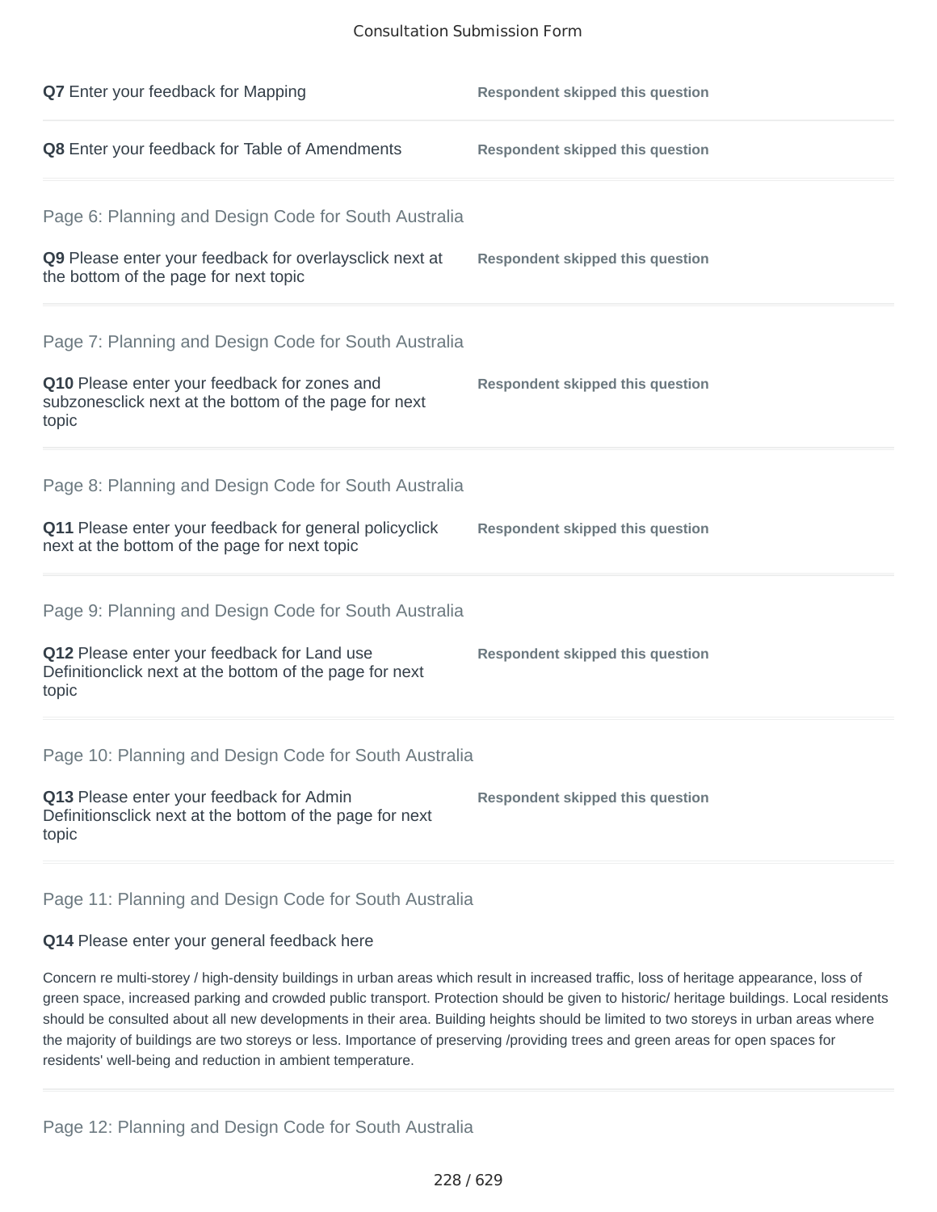**Q7** Enter your feedback for Mapping

**Respondent skipped this question**

**Q8** Enter your feedback for Table of Amendments

**Respondent skipped this question**

## Page 6: Planning and Design Code for South Australia

**Q9** Please enter your feedback for overlaysclick next at the bottom of the page for next topic

**Respondent skipped this question**

## Page 7: Planning and Design Code for South Australia

**Q10** Please enter your feedback for zones and subzonesclick next at the bottom of the page for next topic

**Respondent skipped this question**

## Page 8: Planning and Design Code for South Australia

**Q11** Please enter your feedback for general policyclick next at the bottom of the page for next topic

**Respondent skipped this question**

## Page 9: Planning and Design Code for South Australia

**Q12** Please enter your feedback for Land use Definitionclick next at the bottom of the page for next topic

**Respondent skipped this question**

## Page 10: Planning and Design Code for South Australia

**Q13** Please enter your feedback for Admin Definitionsclick next at the bottom of the page for next topic

**Respondent skipped this question**

## Page 11: Planning and Design Code for South Australia

**Q14** Please enter your general feedback here

Concern re multi-storey / high-density buildings in urban areas which result in increased traffic, loss of heritage appearance, loss of green space, increased parking and crowded public transport. Protection should be given to historic/ heritage buildings. Local residents should be consulted about all new developments in their area. Building heights should be limited to two storeys in urban areas where the majority of buildings are two storeys or less. Importance of preserving /providing trees and green areas for open spaces for residents' well-being and reduction in ambient temperature.

## Page 12: Planning and Design Code for South Australia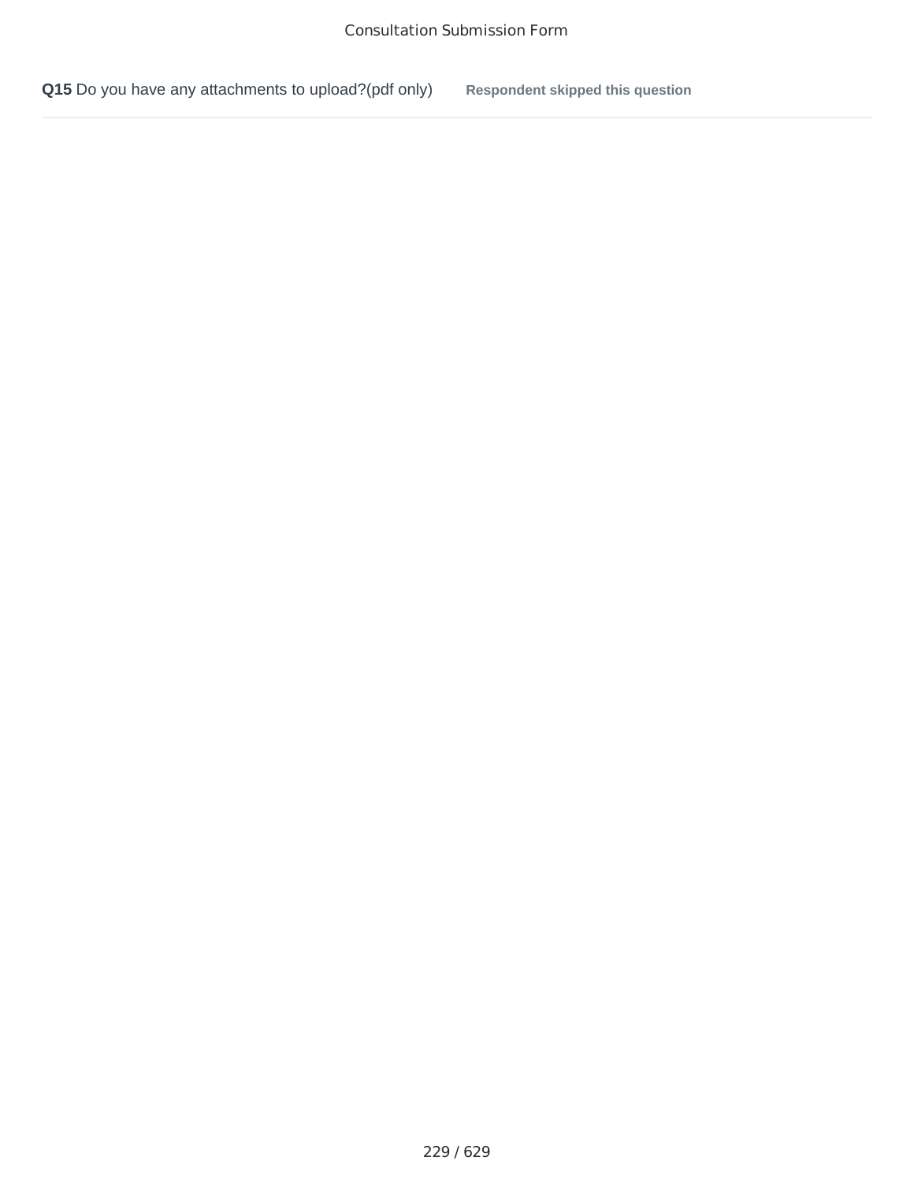**Q15** Do you have any attachments to upload?(pdf only) **Respondent skipped this question**